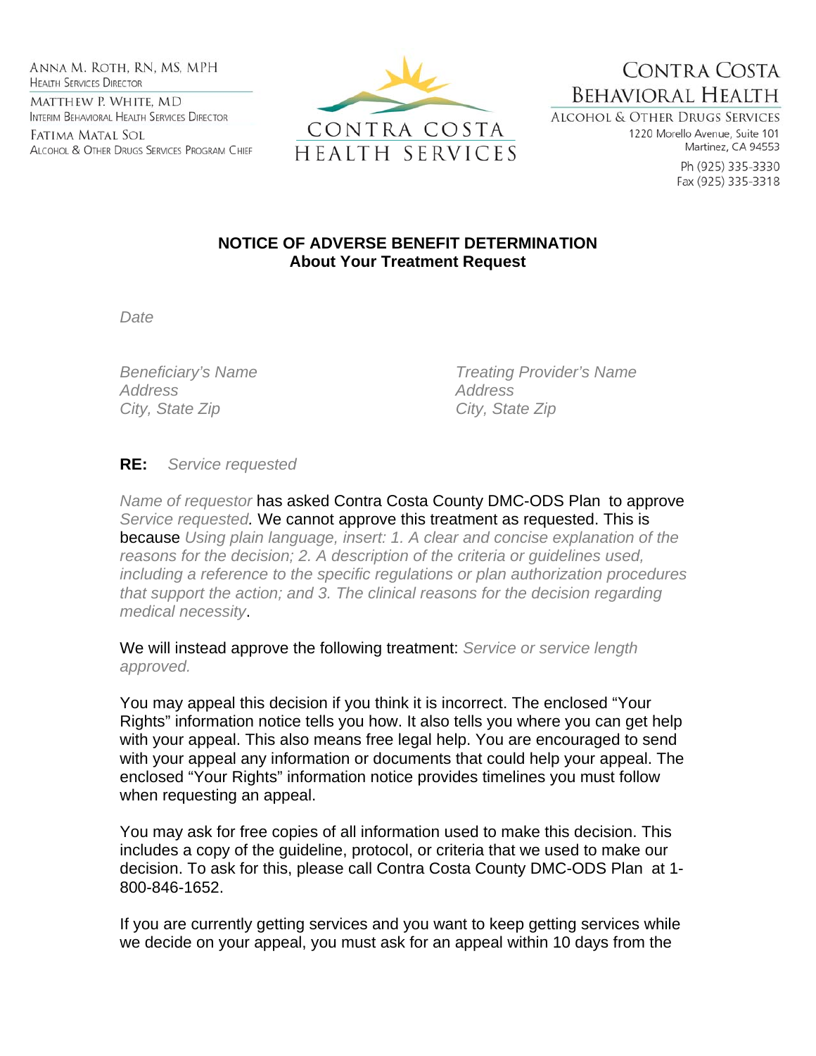ANNA M. ROTH, RN, MS, MPH
HEALTH SERVICES DIRECTOR

MATTHEW P. WHITE, MD
INTERIM BEHAVIORAL HEALTH SERVICES DIRECTOR

FATIMA MATAL SOL
ALCOHOL & OTHER DRUGS SERVICES PROGRAM CHIEF

CONTRA COSTA
HEALTH SERVICES

CONTRA COSTA
BEHAVIORAL HEALTH
ALCOHOL & OTHER DRUGS SERVICES
1220 Morello Avenue, Suite 101
Martinez, CA 94553
Ph (925) 335-3330
Fax (925) 335-3318

**NOTICE OF ADVERSE BENEFIT DETERMINATION**
**About Your Treatment Request**

*Date*

*Beneficiary's Name*
*Address*
*City, State Zip*

*Treating Provider's Name*
*Address*
*City, State Zip*

**RE:** *Service requested*

*Name of requestor* has asked Contra Costa County DMC-ODS Plan to approve *Service requested.* We cannot approve this treatment as requested. This is because *Using plain language, insert: 1. A clear and concise explanation of the reasons for the decision; 2. A description of the criteria or guidelines used, including a reference to the specific regulations or plan authorization procedures that support the action; and 3. The clinical reasons for the decision regarding medical necessity*.

We will instead approve the following treatment: *Service or service length approved.*

You may appeal this decision if you think it is incorrect. The enclosed "Your Rights" information notice tells you how. It also tells you where you can get help with your appeal. This also means free legal help. You are encouraged to send with your appeal any information or documents that could help your appeal. The enclosed "Your Rights" information notice provides timelines you must follow when requesting an appeal.

You may ask for free copies of all information used to make this decision. This includes a copy of the guideline, protocol, or criteria that we used to make our decision. To ask for this, please call Contra Costa County DMC-ODS Plan at 1-800-846-1652.

If you are currently getting services and you want to keep getting services while we decide on your appeal, you must ask for an appeal within 10 days from the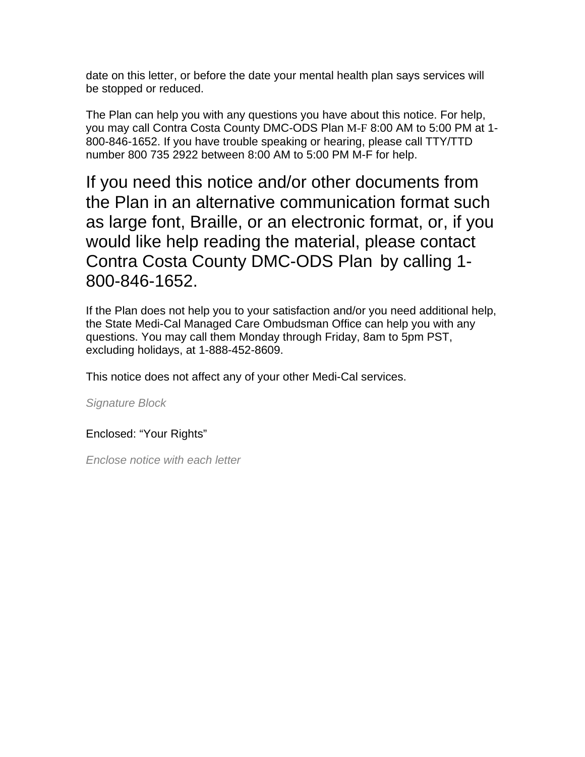date on this letter, or before the date your mental health plan says services will be stopped or reduced.

The Plan can help you with any questions you have about this notice. For help, you may call Contra Costa County DMC-ODS Plan M-F 8:00 AM to 5:00 PM at 1-800-846-1652. If you have trouble speaking or hearing, please call TTY/TTD number 800 735 2922 between 8:00 AM to 5:00 PM M-F for help.

If you need this notice and/or other documents from the Plan in an alternative communication format such as large font, Braille, or an electronic format, or, if you would like help reading the material, please contact Contra Costa County DMC-ODS Plan by calling 1-800-846-1652.

If the Plan does not help you to your satisfaction and/or you need additional help, the State Medi-Cal Managed Care Ombudsman Office can help you with any questions. You may call them Monday through Friday, 8am to 5pm PST, excluding holidays, at 1-888-452-8609.

This notice does not affect any of your other Medi-Cal services.

*Signature Block*

Enclosed: "Your Rights"

*Enclose notice with each letter*